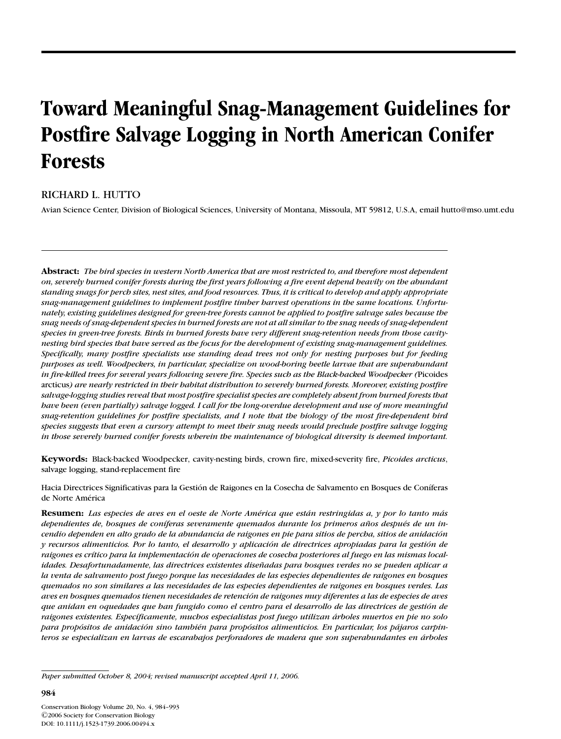# Toward Meaningful Snag-Management Guidelines for Postfire Salvage Logging in North American Conifer Forests

RICHARD L. HUTTO

Avian Science Center, Division of Biological Sciences, University of Montana, Missoula, MT 59812, U.S.A, email hutto@mso.umt.edu

**Abstract:** *The bird species in western North America that are most restricted to, and therefore most dependent on, severely burned conifer forests during the first years following a fire event depend heavily on the abundant standing snags for perch sites, nest sites, and food resources. Thus, it is critical to develop and apply appropriate snag-management guidelines to implement postfire timber harvest operations in the same locations. Unfortunately, existing guidelines designed for green-tree forests cannot be applied to postfire salvage sales because the snag needs of snag-dependent species in burned forests are not at all similar to the snag needs of snag-dependent species in green-tree forests. Birds in burned forests have very different snag-retention needs from those cavity-nesting bird species that have served as the focus for the development of existing snag-management guidelines. Specifically, many postfire specialists use standing dead trees not only for nesting purposes but for feeding purposes as well. Woodpeckers, in particular, specialize on wood-boring beetle larvae that are superabundant in fire-killed trees for several years following severe fire. Species such as the Black-backed Woodpecker (*Picoides arcticus*) are nearly restricted in their habitat distribution to severely burned forests. Moreover, existing postfire salvage-logging studies reveal that most postfire specialist species are completely absent from burned forests that have been (even partially) salvage logged. I call for the long-overdue development and use of more meaningful snag-retention guidelines for postfire specialists, and I note that the biology of the most fire-dependent bird species suggests that even a cursory attempt to meet their snag needs would preclude postfire salvage logging in those severely burned conifer forests wherein the maintenance of biological diversity is deemed important.*

**Keywords:** Black-backed Woodpecker, cavity-nesting birds, crown fire, mixed-severity fire, *Picoides arcticus*, salvage logging, stand-replacement fire

Hacia Directrices Significativas para la Gestión de Raigones en la Cosecha de Salvamento en Bosques de Coníferas de Norte América

**Resumen:** *Las especies de aves en el oeste de Norte América que están restringidas a, y por lo tanto más dependientes de, bosques de coníferas severamente quemados durante los primeros años después de un incendio dependen en alto grado de la abundancia de raigones en pie para sitios de percha, sitios de anidación y recursos alimenticios. Por lo tanto, el desarrollo y aplicación de directrices apropiadas para la gestión de raigones es crítico para la implementación de operaciones de cosecha posteriores al fuego en las mismas localidades. Desafortunadamente, las directrices existentes diseñadas para bosques verdes no se pueden aplicar a la venta de salvamento post fuego porque las necesidades de las especies dependientes de raigones en bosques quemados no son similares a las necesidades de las especies dependientes de raigones en bosques verdes. Las aves en bosques quemados tienen necesidades de retención de raigones muy diferentes a las de especies de aves que anidan en oquedades que han fungido como el centro para el desarrollo de las directrices de gestión de raigones existentes. Específicamente, muchos especialistas post fuego utilizan árboles muertos en pie no solo para propósitos de anidación sino también para propósitos alimenticios. En particular, los pájaros carpinteros se especializan en larvas de escarabajos perforadores de madera que son superabundantes en árboles*

*Paper submitted October 8, 2004; revised manuscript accepted April 11, 2006.*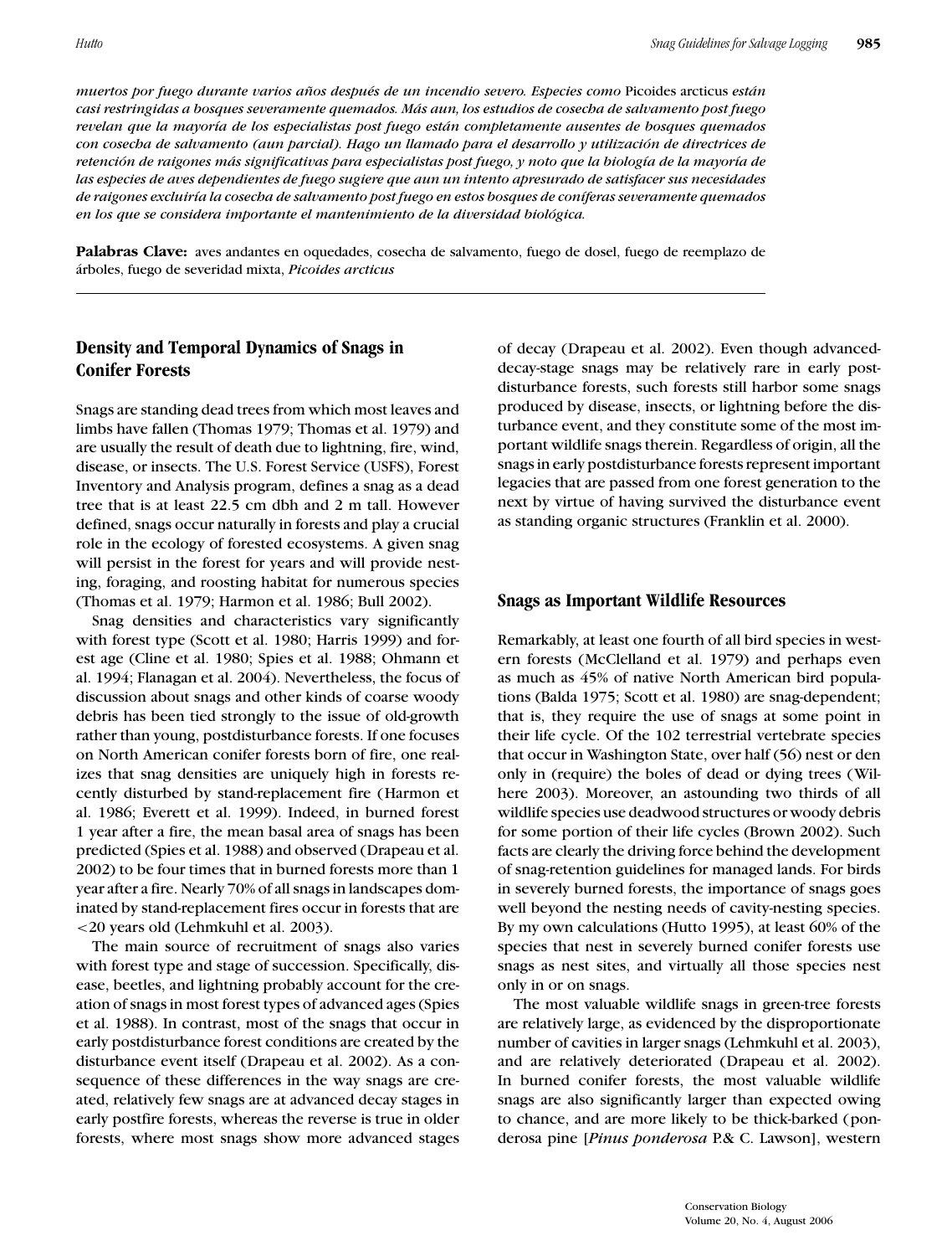*muertos por fuego durante varios años después de un incendio severo. Especies como* Picoides arcticus *están casi restringidas a bosques severamente quemados. Más aun, los estudios de cosecha de salvamento post fuego revelan que la mayoría de los especialistas post fuego están completamente ausentes de bosques quemados con cosecha de salvamento (aun parcial). Hago un llamado para el desarrollo y utilización de directrices de retención de raigones más significativas para especialistas post fuego, y noto que la biología de la mayoría de las especies de aves dependientes de fuego sugiere que aun un intento apresurado de satisfacer sus necesidades de raigones excluiría la cosecha de salvamento post fuego en estos bosques de coníferas severamente quemados en los que se considera importante el mantenimiento de la diversidad biológica.*

**Palabras Clave:** aves andantes en oquedades, cosecha de salvamento, fuego de dosel, fuego de reemplazo de árboles, fuego de severidad mixta, *Picoides arcticus*

## Density and Temporal Dynamics of Snags in Conifer Forests

Snags are standing dead trees from which most leaves and limbs have fallen (Thomas 1979; Thomas et al. 1979) and are usually the result of death due to lightning, fire, wind, disease, or insects. The U.S. Forest Service (USFS), Forest Inventory and Analysis program, defines a snag as a dead tree that is at least 22.5 cm dbh and 2 m tall. However defined, snags occur naturally in forests and play a crucial role in the ecology of forested ecosystems. A given snag will persist in the forest for years and will provide nesting, foraging, and roosting habitat for numerous species (Thomas et al. 1979; Harmon et al. 1986; Bull 2002).

Snag densities and characteristics vary significantly with forest type (Scott et al. 1980; Harris 1999) and forest age (Cline et al. 1980; Spies et al. 1988; Ohmann et al. 1994; Flanagan et al. 2004). Nevertheless, the focus of discussion about snags and other kinds of coarse woody debris has been tied strongly to the issue of old-growth rather than young, postdisturbance forests. If one focuses on North American conifer forests born of fire, one realizes that snag densities are uniquely high in forests recently disturbed by stand-replacement fire (Harmon et al. 1986; Everett et al. 1999). Indeed, in burned forest 1 year after a fire, the mean basal area of snags has been predicted (Spies et al. 1988) and observed (Drapeau et al. 2002) to be four times that in burned forests more than 1 year after a fire. Nearly 70% of all snags in landscapes dominated by stand-replacement fires occur in forests that are <20 years old (Lehmkuhl et al. 2003).

The main source of recruitment of snags also varies with forest type and stage of succession. Specifically, disease, beetles, and lightning probably account for the creation of snags in most forest types of advanced ages (Spies et al. 1988). In contrast, most of the snags that occur in early postdisturbance forest conditions are created by the disturbance event itself (Drapeau et al. 2002). As a consequence of these differences in the way snags are created, relatively few snags are at advanced decay stages in early postfire forests, whereas the reverse is true in older forests, where most snags show more advanced stages of decay (Drapeau et al. 2002). Even though advanced-decay-stage snags may be relatively rare in early postdisturbance forests, such forests still harbor some snags produced by disease, insects, or lightning before the disturbance event, and they constitute some of the most important wildlife snags therein. Regardless of origin, all the snags in early postdisturbance forests represent important legacies that are passed from one forest generation to the next by virtue of having survived the disturbance event as standing organic structures (Franklin et al. 2000).

## Snags as Important Wildlife Resources

Remarkably, at least one fourth of all bird species in western forests (McClelland et al. 1979) and perhaps even as much as 45% of native North American bird populations (Balda 1975; Scott et al. 1980) are snag-dependent; that is, they require the use of snags at some point in their life cycle. Of the 102 terrestrial vertebrate species that occur in Washington State, over half (56) nest or den only in (require) the boles of dead or dying trees (Wilhere 2003). Moreover, an astounding two thirds of all wildlife species use deadwood structures or woody debris for some portion of their life cycles (Brown 2002). Such facts are clearly the driving force behind the development of snag-retention guidelines for managed lands. For birds in severely burned forests, the importance of snags goes well beyond the nesting needs of cavity-nesting species. By my own calculations (Hutto 1995), at least 60% of the species that nest in severely burned conifer forests use snags as nest sites, and virtually all those species nest only in or on snags.

The most valuable wildlife snags in green-tree forests are relatively large, as evidenced by the disproportionate number of cavities in larger snags (Lehmkuhl et al. 2003), and are relatively deteriorated (Drapeau et al. 2002). In burned conifer forests, the most valuable wildlife snags are also significantly larger than expected owing to chance, and are more likely to be thick-barked (ponderosa pine [*Pinus ponderosa* P.& C. Lawson], western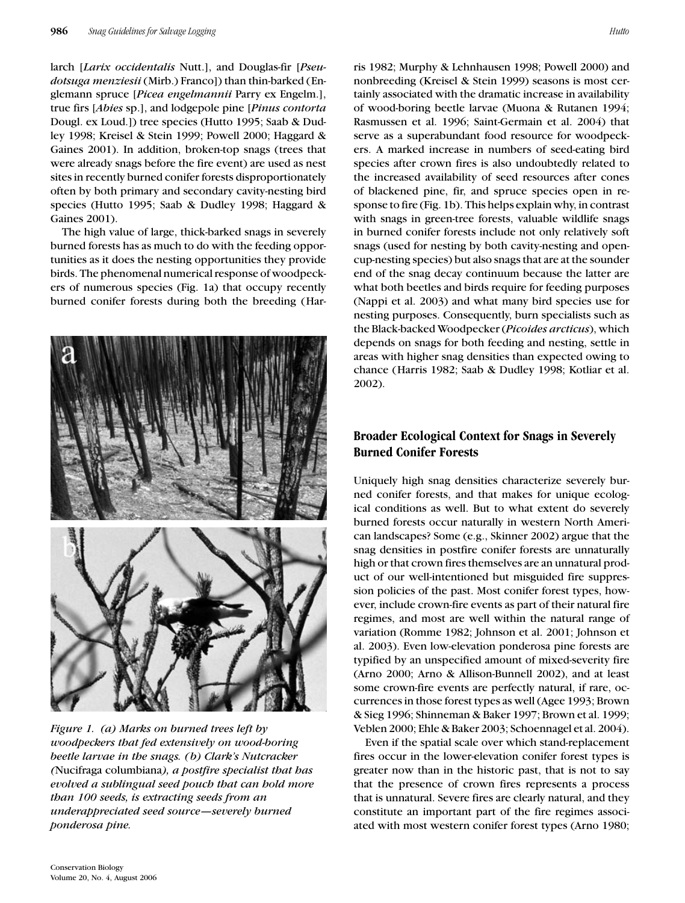larch [*Larix occidentalis* Nutt.], and Douglas-fir [*Pseudotsuga menziesii* (Mirb.) Franco]) than thin-barked (Englemann spruce [*Picea engelmannii* Parry ex Engelm.], true firs [*Abies* sp.], and lodgepole pine [*Pinus contorta* Dougl. ex Loud.]) tree species (Hutto 1995; Saab & Dudley 1998; Kreisel & Stein 1999; Powell 2000; Haggard & Gaines 2001). In addition, broken-top snags (trees that were already snags before the fire event) are used as nest sites in recently burned conifer forests disproportionately often by both primary and secondary cavity-nesting bird species (Hutto 1995; Saab & Dudley 1998; Haggard & Gaines 2001).

The high value of large, thick-barked snags in severely burned forests has as much to do with the feeding opportunities as it does the nesting opportunities they provide birds. The phenomenal numerical response of woodpeckers of numerous species (Fig. 1a) that occupy recently burned conifer forests during both the breeding (Harris 1982; Murphy & Lehnhausen 1998; Powell 2000) and nonbreeding (Kreisel & Stein 1999) seasons is most certainly associated with the dramatic increase in availability of wood-boring beetle larvae (Muona & Rutanen 1994; Rasmussen et al. 1996; Saint-Germain et al. 2004) that serve as a superabundant food resource for woodpeckers. A marked increase in numbers of seed-eating bird species after crown fires is also undoubtedly related to the increased availability of seed resources after cones of blackened pine, fir, and spruce species open in response to fire (Fig. 1b). This helps explain why, in contrast with snags in green-tree forests, valuable wildlife snags in burned conifer forests include not only relatively soft snags (used for nesting by both cavity-nesting and open-cup-nesting species) but also snags that are at the sounder end of the snag decay continuum because the latter are what both beetles and birds require for feeding purposes (Nappi et al. 2003) and what many bird species use for nesting purposes. Consequently, burn specialists such as the Black-backed Woodpecker (*Picoides arcticus*), which depends on snags for both feeding and nesting, settle in areas with higher snag densities than expected owing to chance (Harris 1982; Saab & Dudley 1998; Kotliar et al. 2002).

*Figure 1. (a) Marks on burned trees left by woodpeckers that fed extensively on wood-boring beetle larvae in the snags. (b) Clark's Nutcracker (*Nucifraga columbiana*), a postfire specialist that has evolved a sublingual seed pouch that can hold more than 100 seeds, is extracting seeds from an underappreciated seed source—severely burned ponderosa pine.*

## Broader Ecological Context for Snags in Severely Burned Conifer Forests

Uniquely high snag densities characterize severely burned conifer forests, and that makes for unique ecological conditions as well. But to what extent do severely burned forests occur naturally in western North American landscapes? Some (e.g., Skinner 2002) argue that the snag densities in postfire conifer forests are unnaturally high or that crown fires themselves are an unnatural product of our well-intentioned but misguided fire suppression policies of the past. Most conifer forest types, however, include crown-fire events as part of their natural fire regimes, and most are well within the natural range of variation (Romme 1982; Johnson et al. 2001; Johnson et al. 2003). Even low-elevation ponderosa pine forests are typified by an unspecified amount of mixed-severity fire (Arno 2000; Arno & Allison-Bunnell 2002), and at least some crown-fire events are perfectly natural, if rare, occurrences in those forest types as well (Agee 1993; Brown & Sieg 1996; Shinneman & Baker 1997; Brown et al. 1999; Veblen 2000; Ehle & Baker 2003; Schoennagel et al. 2004).

Even if the spatial scale over which stand-replacement fires occur in the lower-elevation conifer forest types is greater now than in the historic past, that is not to say that the presence of crown fires represents a process that is unnatural. Severe fires are clearly natural, and they constitute an important part of the fire regimes associated with most western conifer forest types (Arno 1980;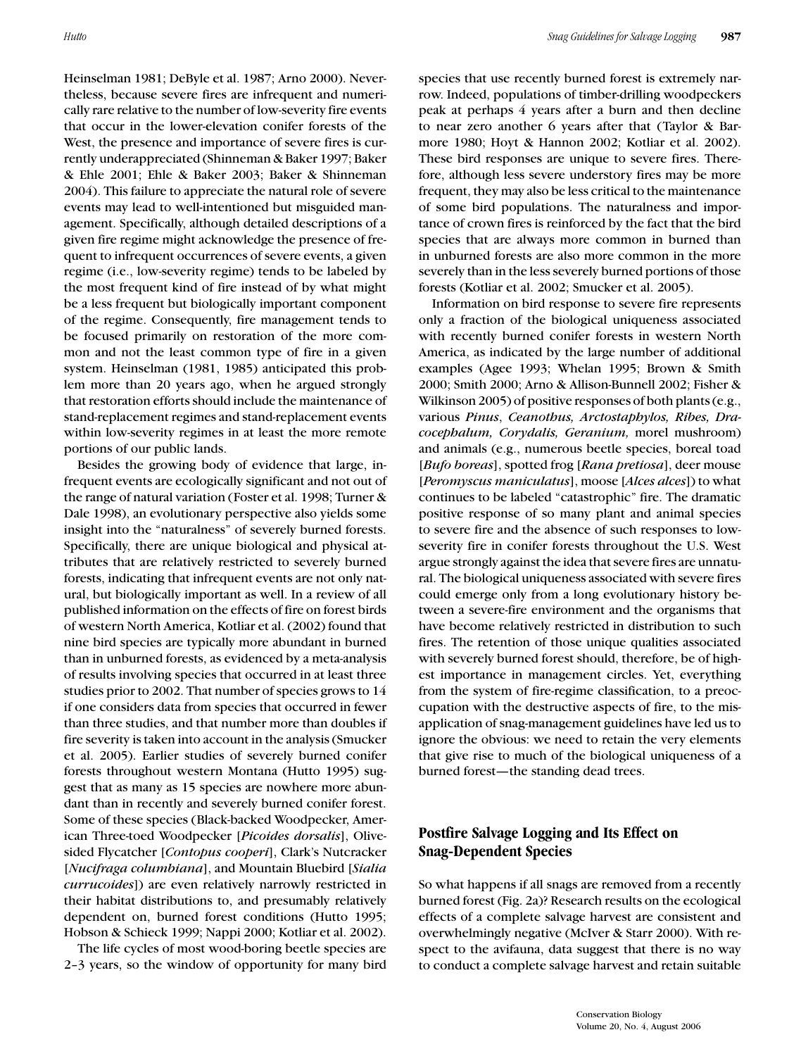Heinselman 1981; DeByle et al. 1987; Arno 2000). Nevertheless, because severe fires are infrequent and numerically rare relative to the number of low-severity fire events that occur in the lower-elevation conifer forests of the West, the presence and importance of severe fires is currently underappreciated (Shinneman & Baker 1997; Baker & Ehle 2001; Ehle & Baker 2003; Baker & Shinneman 2004). This failure to appreciate the natural role of severe events may lead to well-intentioned but misguided management. Specifically, although detailed descriptions of a given fire regime might acknowledge the presence of frequent to infrequent occurrences of severe events, a given regime (i.e., low-severity regime) tends to be labeled by the most frequent kind of fire instead of by what might be a less frequent but biologically important component of the regime. Consequently, fire management tends to be focused primarily on restoration of the more common and not the least common type of fire in a given system. Heinselman (1981, 1985) anticipated this problem more than 20 years ago, when he argued strongly that restoration efforts should include the maintenance of stand-replacement regimes and stand-replacement events within low-severity regimes in at least the more remote portions of our public lands.

Besides the growing body of evidence that large, infrequent events are ecologically significant and not out of the range of natural variation (Foster et al. 1998; Turner & Dale 1998), an evolutionary perspective also yields some insight into the "naturalness" of severely burned forests. Specifically, there are unique biological and physical attributes that are relatively restricted to severely burned forests, indicating that infrequent events are not only natural, but biologically important as well. In a review of all published information on the effects of fire on forest birds of western North America, Kotliar et al. (2002) found that nine bird species are typically more abundant in burned than in unburned forests, as evidenced by a meta-analysis of results involving species that occurred in at least three studies prior to 2002. That number of species grows to 14 if one considers data from species that occurred in fewer than three studies, and that number more than doubles if fire severity is taken into account in the analysis (Smucker et al. 2005). Earlier studies of severely burned conifer forests throughout western Montana (Hutto 1995) suggest that as many as 15 species are nowhere more abundant than in recently and severely burned conifer forest. Some of these species (Black-backed Woodpecker, American Three-toed Woodpecker [*Picoides dorsalis*], Olive-sided Flycatcher [*Contopus cooperi*], Clark's Nutcracker [*Nucifraga columbiana*], and Mountain Bluebird [*Sialia currucoides*]) are even relatively narrowly restricted in their habitat distributions to, and presumably relatively dependent on, burned forest conditions (Hutto 1995; Hobson & Schieck 1999; Nappi 2000; Kotliar et al. 2002).

The life cycles of most wood-boring beetle species are 2–3 years, so the window of opportunity for many bird species that use recently burned forest is extremely narrow. Indeed, populations of timber-drilling woodpeckers peak at perhaps 4 years after a burn and then decline to near zero another 6 years after that (Taylor & Barmore 1980; Hoyt & Hannon 2002; Kotliar et al. 2002). These bird responses are unique to severe fires. Therefore, although less severe understory fires may be more frequent, they may also be less critical to the maintenance of some bird populations. The naturalness and importance of crown fires is reinforced by the fact that the bird species that are always more common in burned than in unburned forests are also more common in the more severely than in the less severely burned portions of those forests (Kotliar et al. 2002; Smucker et al. 2005).

Information on bird response to severe fire represents only a fraction of the biological uniqueness associated with recently burned conifer forests in western North America, as indicated by the large number of additional examples (Agee 1993; Whelan 1995; Brown & Smith 2000; Smith 2000; Arno & Allison-Bunnell 2002; Fisher & Wilkinson 2005) of positive responses of both plants (e.g., various *Pinus*, *Ceanothus, Arctostaphylos, Ribes, Dracocephalum, Corydalis, Geranium,* morel mushroom) and animals (e.g., numerous beetle species, boreal toad [*Bufo boreas*], spotted frog [*Rana pretiosa*], deer mouse [*Peromyscus maniculatus*], moose [*Alces alces*]) to what continues to be labeled "catastrophic" fire. The dramatic positive response of so many plant and animal species to severe fire and the absence of such responses to low-severity fire in conifer forests throughout the U.S. West argue strongly against the idea that severe fires are unnatural. The biological uniqueness associated with severe fires could emerge only from a long evolutionary history between a severe-fire environment and the organisms that have become relatively restricted in distribution to such fires. The retention of those unique qualities associated with severely burned forest should, therefore, be of highest importance in management circles. Yet, everything from the system of fire-regime classification, to a preoccupation with the destructive aspects of fire, to the misapplication of snag-management guidelines have led us to ignore the obvious: we need to retain the very elements that give rise to much of the biological uniqueness of a burned forest—the standing dead trees.

## Postfire Salvage Logging and Its Effect on Snag-Dependent Species

So what happens if all snags are removed from a recently burned forest (Fig. 2a)? Research results on the ecological effects of a complete salvage harvest are consistent and overwhelmingly negative (McIver & Starr 2000). With respect to the avifauna, data suggest that there is no way to conduct a complete salvage harvest and retain suitable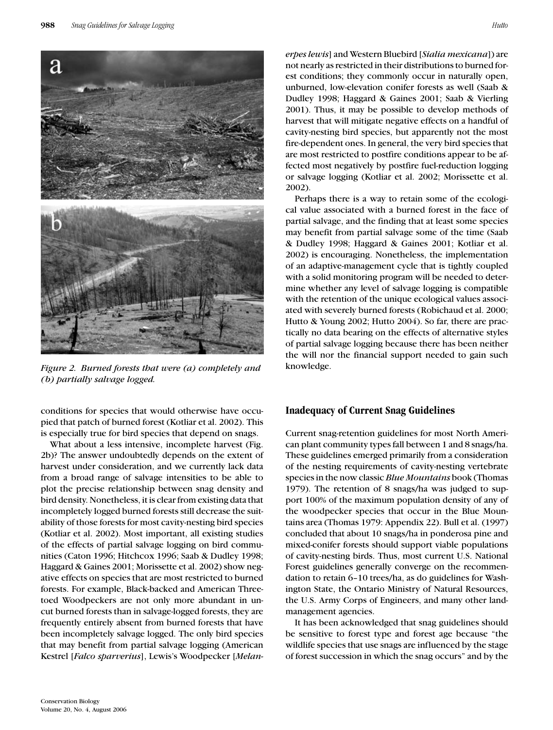Figure 2. *Burned forests that were (a) completely and (b) partially salvage logged.*

conditions for species that would otherwise have occupied that patch of burned forest (Kotliar et al. 2002). This is especially true for bird species that depend on snags.

What about a less intensive, incomplete harvest (Fig. 2b)? The answer undoubtedly depends on the extent of harvest under consideration, and we currently lack data from a broad range of salvage intensities to be able to plot the precise relationship between snag density and bird density. Nonetheless, it is clear from existing data that incompletely logged burned forests still decrease the suitability of those forests for most cavity-nesting bird species (Kotliar et al. 2002). Most important, all existing studies of the effects of partial salvage logging on bird communities (Caton 1996; Hitchcox 1996; Saab & Dudley 1998; Haggard & Gaines 2001; Morissette et al. 2002) show negative effects on species that are most restricted to burned forests. For example, Black-backed and American Three-toed Woodpeckers are not only more abundant in uncut burned forests than in salvage-logged forests, they are frequently entirely absent from burned forests that have been incompletely salvage logged. The only bird species that may benefit from partial salvage logging (American Kestrel [*Falco sparverius*], Lewis's Woodpecker [*Melanerpes lewis*] and Western Bluebird [*Sialia mexicana*]) are not nearly as restricted in their distributions to burned forest conditions; they commonly occur in naturally open, unburned, low-elevation conifer forests as well (Saab & Dudley 1998; Haggard & Gaines 2001; Saab & Vierling 2001). Thus, it may be possible to develop methods of harvest that will mitigate negative effects on a handful of cavity-nesting bird species, but apparently not the most fire-dependent ones. In general, the very bird species that are most restricted to postfire conditions appear to be affected most negatively by postfire fuel-reduction logging or salvage logging (Kotliar et al. 2002; Morissette et al. 2002).

Perhaps there is a way to retain some of the ecological value associated with a burned forest in the face of partial salvage, and the finding that at least some species may benefit from partial salvage some of the time (Saab & Dudley 1998; Haggard & Gaines 2001; Kotliar et al. 2002) is encouraging. Nonetheless, the implementation of an adaptive-management cycle that is tightly coupled with a solid monitoring program will be needed to determine whether any level of salvage logging is compatible with the retention of the unique ecological values associated with severely burned forests (Robichaud et al. 2000; Hutto & Young 2002; Hutto 2004). So far, there are practically no data bearing on the effects of alternative styles of partial salvage logging because there has been neither the will nor the financial support needed to gain such knowledge.

## Inadequacy of Current Snag Guidelines

Current snag-retention guidelines for most North American plant community types fall between 1 and 8 snags/ha. These guidelines emerged primarily from a consideration of the nesting requirements of cavity-nesting vertebrate species in the now classic *Blue Mountains* book (Thomas 1979). The retention of 8 snags/ha was judged to support 100% of the maximum population density of any of the woodpecker species that occur in the Blue Mountains area (Thomas 1979: Appendix 22). Bull et al. (1997) concluded that about 10 snags/ha in ponderosa pine and mixed-conifer forests should support viable populations of cavity-nesting birds. Thus, most current U.S. National Forest guidelines generally converge on the recommendation to retain 6–10 trees/ha, as do guidelines for Washington State, the Ontario Ministry of Natural Resources, the U.S. Army Corps of Engineers, and many other land-management agencies.

It has been acknowledged that snag guidelines should be sensitive to forest type and forest age because "the wildlife species that use snags are influenced by the stage of forest succession in which the snag occurs" and by the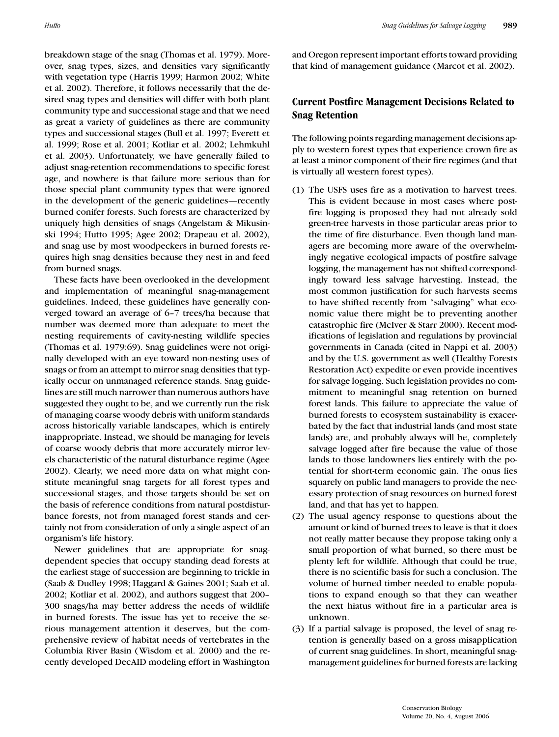breakdown stage of the snag (Thomas et al. 1979). Moreover, snag types, sizes, and densities vary significantly with vegetation type (Harris 1999; Harmon 2002; White et al. 2002). Therefore, it follows necessarily that the desired snag types and densities will differ with both plant community type and successional stage and that we need as great a variety of guidelines as there are community types and successional stages (Bull et al. 1997; Everett et al. 1999; Rose et al. 2001; Kotliar et al. 2002; Lehmkuhl et al. 2003). Unfortunately, we have generally failed to adjust snag-retention recommendations to specific forest age, and nowhere is that failure more serious than for those special plant community types that were ignored in the development of the generic guidelines—recently burned conifer forests. Such forests are characterized by uniquely high densities of snags (Angelstam & Mikusinski 1994; Hutto 1995; Agee 2002; Drapeau et al. 2002), and snag use by most woodpeckers in burned forests requires high snag densities because they nest in and feed from burned snags.

These facts have been overlooked in the development and implementation of meaningful snag-management guidelines. Indeed, these guidelines have generally converged toward an average of 6–7 trees/ha because that number was deemed more than adequate to meet the nesting requirements of cavity-nesting wildlife species (Thomas et al. 1979:69). Snag guidelines were not originally developed with an eye toward non-nesting uses of snags or from an attempt to mirror snag densities that typically occur on unmanaged reference stands. Snag guidelines are still much narrower than numerous authors have suggested they ought to be, and we currently run the risk of managing coarse woody debris with uniform standards across historically variable landscapes, which is entirely inappropriate. Instead, we should be managing for levels of coarse woody debris that more accurately mirror levels characteristic of the natural disturbance regime (Agee 2002). Clearly, we need more data on what might constitute meaningful snag targets for all forest types and successional stages, and those targets should be set on the basis of reference conditions from natural postdisturbance forests, not from managed forest stands and certainly not from consideration of only a single aspect of an organism's life history.

Newer guidelines that are appropriate for snag-dependent species that occupy standing dead forests at the earliest stage of succession are beginning to trickle in (Saab & Dudley 1998; Haggard & Gaines 2001; Saab et al. 2002; Kotliar et al. 2002), and authors suggest that 200–300 snags/ha may better address the needs of wildlife in burned forests. The issue has yet to receive the serious management attention it deserves, but the comprehensive review of habitat needs of vertebrates in the Columbia River Basin (Wisdom et al. 2000) and the recently developed DecAID modeling effort in Washington and Oregon represent important efforts toward providing that kind of management guidance (Marcot et al. 2002).

## Current Postfire Management Decisions Related to Snag Retention

The following points regarding management decisions apply to western forest types that experience crown fire as at least a minor component of their fire regimes (and that is virtually all western forest types).

(1) The USFS uses fire as a motivation to harvest trees. This is evident because in most cases where postfire logging is proposed they had not already sold green-tree harvests in those particular areas prior to the time of fire disturbance. Even though land managers are becoming more aware of the overwhelmingly negative ecological impacts of postfire salvage logging, the management has not shifted correspondingly toward less salvage harvesting. Instead, the most common justification for such harvests seems to have shifted recently from "salvaging" what economic value there might be to preventing another catastrophic fire (McIver & Starr 2000). Recent modifications of legislation and regulations by provincial governments in Canada (cited in Nappi et al. 2003) and by the U.S. government as well (Healthy Forests Restoration Act) expedite or even provide incentives for salvage logging. Such legislation provides no commitment to meaningful snag retention on burned forest lands. This failure to appreciate the value of burned forests to ecosystem sustainability is exacerbated by the fact that industrial lands (and most state lands) are, and probably always will be, completely salvage logged after fire because the value of those lands to those landowners lies entirely with the potential for short-term economic gain. The onus lies squarely on public land managers to provide the necessary protection of snag resources on burned forest land, and that has yet to happen.

(2) The usual agency response to questions about the amount or kind of burned trees to leave is that it does not really matter because they propose taking only a small proportion of what burned, so there must be plenty left for wildlife. Although that could be true, there is no scientific basis for such a conclusion. The volume of burned timber needed to enable populations to expand enough so that they can weather the next hiatus without fire in a particular area is unknown.

(3) If a partial salvage is proposed, the level of snag retention is generally based on a gross misapplication of current snag guidelines. In short, meaningful snag-management guidelines for burned forests are lacking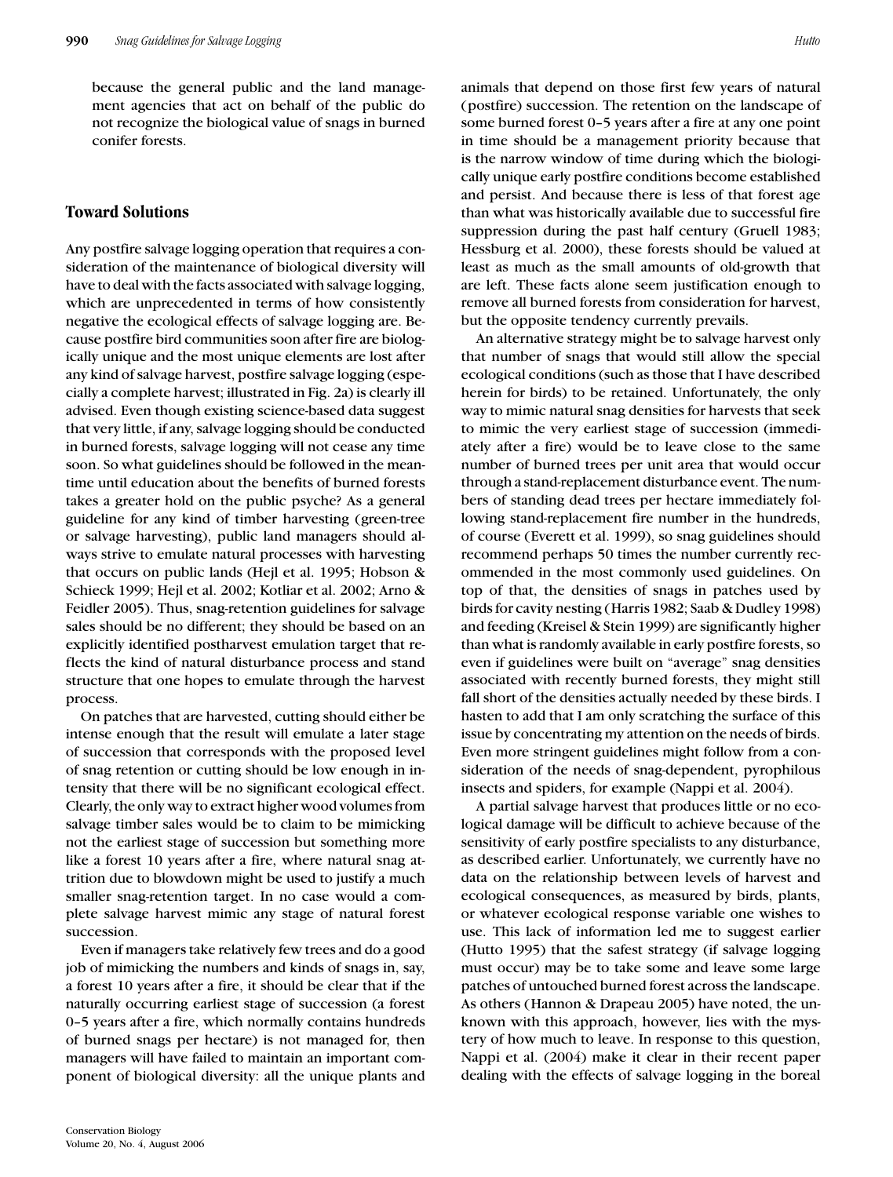because the general public and the land management agencies that act on behalf of the public do not recognize the biological value of snags in burned conifer forests.

## Toward Solutions

Any postfire salvage logging operation that requires a consideration of the maintenance of biological diversity will have to deal with the facts associated with salvage logging, which are unprecedented in terms of how consistently negative the ecological effects of salvage logging are. Because postfire bird communities soon after fire are biologically unique and the most unique elements are lost after any kind of salvage harvest, postfire salvage logging (especially a complete harvest; illustrated in Fig. 2a) is clearly ill advised. Even though existing science-based data suggest that very little, if any, salvage logging should be conducted in burned forests, salvage logging will not cease any time soon. So what guidelines should be followed in the meantime until education about the benefits of burned forests takes a greater hold on the public psyche? As a general guideline for any kind of timber harvesting (green-tree or salvage harvesting), public land managers should always strive to emulate natural processes with harvesting that occurs on public lands (Hejl et al. 1995; Hobson & Schieck 1999; Hejl et al. 2002; Kotliar et al. 2002; Arno & Feidler 2005). Thus, snag-retention guidelines for salvage sales should be no different; they should be based on an explicitly identified postharvest emulation target that reflects the kind of natural disturbance process and stand structure that one hopes to emulate through the harvest process.

On patches that are harvested, cutting should either be intense enough that the result will emulate a later stage of succession that corresponds with the proposed level of snag retention or cutting should be low enough in intensity that there will be no significant ecological effect. Clearly, the only way to extract higher wood volumes from salvage timber sales would be to claim to be mimicking not the earliest stage of succession but something more like a forest 10 years after a fire, where natural snag attrition due to blowdown might be used to justify a much smaller snag-retention target. In no case would a complete salvage harvest mimic any stage of natural forest succession.

Even if managers take relatively few trees and do a good job of mimicking the numbers and kinds of snags in, say, a forest 10 years after a fire, it should be clear that if the naturally occurring earliest stage of succession (a forest 0–5 years after a fire, which normally contains hundreds of burned snags per hectare) is not managed for, then managers will have failed to maintain an important component of biological diversity: all the unique plants and animals that depend on those first few years of natural (postfire) succession. The retention on the landscape of some burned forest 0–5 years after a fire at any one point in time should be a management priority because that is the narrow window of time during which the biologically unique early postfire conditions become established and persist. And because there is less of that forest age than what was historically available due to successful fire suppression during the past half century (Gruell 1983; Hessburg et al. 2000), these forests should be valued at least as much as the small amounts of old-growth that are left. These facts alone seem justification enough to remove all burned forests from consideration for harvest, but the opposite tendency currently prevails.

An alternative strategy might be to salvage harvest only that number of snags that would still allow the special ecological conditions (such as those that I have described herein for birds) to be retained. Unfortunately, the only way to mimic natural snag densities for harvests that seek to mimic the very earliest stage of succession (immediately after a fire) would be to leave close to the same number of burned trees per unit area that would occur through a stand-replacement disturbance event. The numbers of standing dead trees per hectare immediately following stand-replacement fire number in the hundreds, of course (Everett et al. 1999), so snag guidelines should recommend perhaps 50 times the number currently recommended in the most commonly used guidelines. On top of that, the densities of snags in patches used by birds for cavity nesting (Harris 1982; Saab & Dudley 1998) and feeding (Kreisel & Stein 1999) are significantly higher than what is randomly available in early postfire forests, so even if guidelines were built on "average" snag densities associated with recently burned forests, they might still fall short of the densities actually needed by these birds. I hasten to add that I am only scratching the surface of this issue by concentrating my attention on the needs of birds. Even more stringent guidelines might follow from a consideration of the needs of snag-dependent, pyrophilous insects and spiders, for example (Nappi et al. 2004).

A partial salvage harvest that produces little or no ecological damage will be difficult to achieve because of the sensitivity of early postfire specialists to any disturbance, as described earlier. Unfortunately, we currently have no data on the relationship between levels of harvest and ecological consequences, as measured by birds, plants, or whatever ecological response variable one wishes to use. This lack of information led me to suggest earlier (Hutto 1995) that the safest strategy (if salvage logging must occur) may be to take some and leave some large patches of untouched burned forest across the landscape. As others (Hannon & Drapeau 2005) have noted, the unknown with this approach, however, lies with the mystery of how much to leave. In response to this question, Nappi et al. (2004) make it clear in their recent paper dealing with the effects of salvage logging in the boreal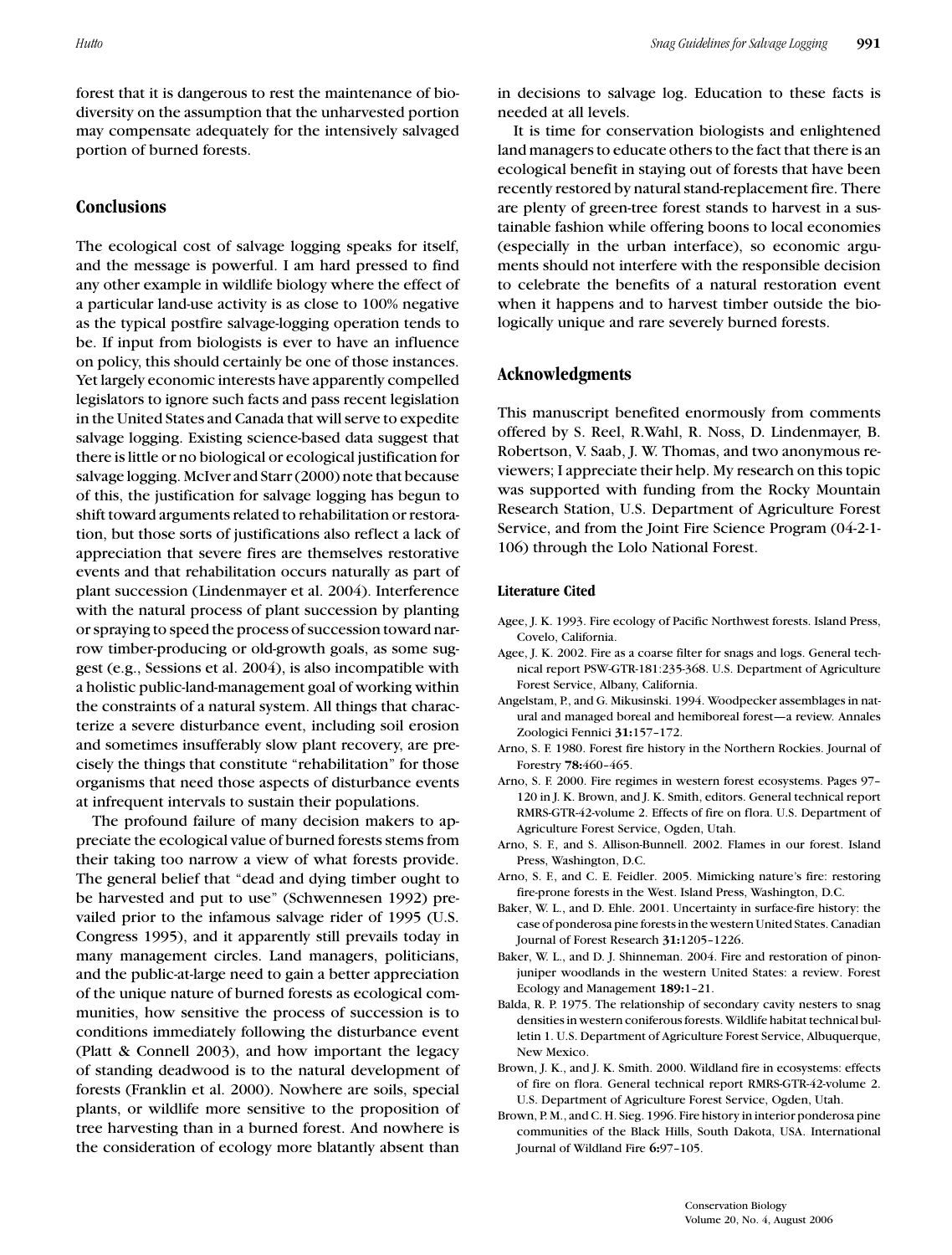forest that it is dangerous to rest the maintenance of biodiversity on the assumption that the unharvested portion may compensate adequately for the intensively salvaged portion of burned forests.

## Conclusions

The ecological cost of salvage logging speaks for itself, and the message is powerful. I am hard pressed to find any other example in wildlife biology where the effect of a particular land-use activity is as close to 100% negative as the typical postfire salvage-logging operation tends to be. If input from biologists is ever to have an influence on policy, this should certainly be one of those instances. Yet largely economic interests have apparently compelled legislators to ignore such facts and pass recent legislation in the United States and Canada that will serve to expedite salvage logging. Existing science-based data suggest that there is little or no biological or ecological justification for salvage logging. McIver and Starr (2000) note that because of this, the justification for salvage logging has begun to shift toward arguments related to rehabilitation or restoration, but those sorts of justifications also reflect a lack of appreciation that severe fires are themselves restorative events and that rehabilitation occurs naturally as part of plant succession (Lindenmayer et al. 2004). Interference with the natural process of plant succession by planting or spraying to speed the process of succession toward narrow timber-producing or old-growth goals, as some suggest (e.g., Sessions et al. 2004), is also incompatible with a holistic public-land-management goal of working within the constraints of a natural system. All things that characterize a severe disturbance event, including soil erosion and sometimes insufferably slow plant recovery, are precisely the things that constitute "rehabilitation" for those organisms that need those aspects of disturbance events at infrequent intervals to sustain their populations.

The profound failure of many decision makers to appreciate the ecological value of burned forests stems from their taking too narrow a view of what forests provide. The general belief that "dead and dying timber ought to be harvested and put to use" (Schwennesen 1992) prevailed prior to the infamous salvage rider of 1995 (U.S. Congress 1995), and it apparently still prevails today in many management circles. Land managers, politicians, and the public-at-large need to gain a better appreciation of the unique nature of burned forests as ecological communities, how sensitive the process of succession is to conditions immediately following the disturbance event (Platt & Connell 2003), and how important the legacy of standing deadwood is to the natural development of forests (Franklin et al. 2000). Nowhere are soils, special plants, or wildlife more sensitive to the proposition of tree harvesting than in a burned forest. And nowhere is the consideration of ecology more blatantly absent than in decisions to salvage log. Education to these facts is needed at all levels.

It is time for conservation biologists and enlightened land managers to educate others to the fact that there is an ecological benefit in staying out of forests that have been recently restored by natural stand-replacement fire. There are plenty of green-tree forest stands to harvest in a sustainable fashion while offering boons to local economies (especially in the urban interface), so economic arguments should not interfere with the responsible decision to celebrate the benefits of a natural restoration event when it happens and to harvest timber outside the biologically unique and rare severely burned forests.

## Acknowledgments

This manuscript benefited enormously from comments offered by S. Reel, R.Wahl, R. Noss, D. Lindenmayer, B. Robertson, V. Saab, J. W. Thomas, and two anonymous reviewers; I appreciate their help. My research on this topic was supported with funding from the Rocky Mountain Research Station, U.S. Department of Agriculture Forest Service, and from the Joint Fire Science Program (04-2-1-106) through the Lolo National Forest.

### Literature Cited

- Agee, J. K. 1993. Fire ecology of Pacific Northwest forests. Island Press, Covelo, California.
- Agee, J. K. 2002. Fire as a coarse filter for snags and logs. General technical report PSW-GTR-181:235-368. U.S. Department of Agriculture Forest Service, Albany, California.
- Angelstam, P., and G. Mikusinski. 1994. Woodpecker assemblages in natural and managed boreal and hemiboreal forest—a review. Annales Zoologici Fennici **31:**157–172.
- Arno, S. F. 1980. Forest fire history in the Northern Rockies. Journal of Forestry **78:**460–465.
- Arno, S. F. 2000. Fire regimes in western forest ecosystems. Pages 97–120 in J. K. Brown, and J. K. Smith, editors. General technical report RMRS-GTR-42-volume 2. Effects of fire on flora. U.S. Department of Agriculture Forest Service, Ogden, Utah.
- Arno, S. F., and S. Allison-Bunnell. 2002. Flames in our forest. Island Press, Washington, D.C.
- Arno, S. F., and C. E. Feidler. 2005. Mimicking nature's fire: restoring fire-prone forests in the West. Island Press, Washington, D.C.
- Baker, W. L., and D. Ehle. 2001. Uncertainty in surface-fire history: the case of ponderosa pine forests in the western United States. Canadian Journal of Forest Research **31:**1205–1226.
- Baker, W. L., and D. J. Shinneman. 2004. Fire and restoration of pinon-juniper woodlands in the western United States: a review. Forest Ecology and Management **189:**1–21.
- Balda, R. P. 1975. The relationship of secondary cavity nesters to snag densities in western coniferous forests. Wildlife habitat technical bulletin 1. U.S. Department of Agriculture Forest Service, Albuquerque, New Mexico.
- Brown, J. K., and J. K. Smith. 2000. Wildland fire in ecosystems: effects of fire on flora. General technical report RMRS-GTR-42-volume 2. U.S. Department of Agriculture Forest Service, Ogden, Utah.
- Brown, P. M., and C. H. Sieg. 1996. Fire history in interior ponderosa pine communities of the Black Hills, South Dakota, USA. International Journal of Wildland Fire **6:**97–105.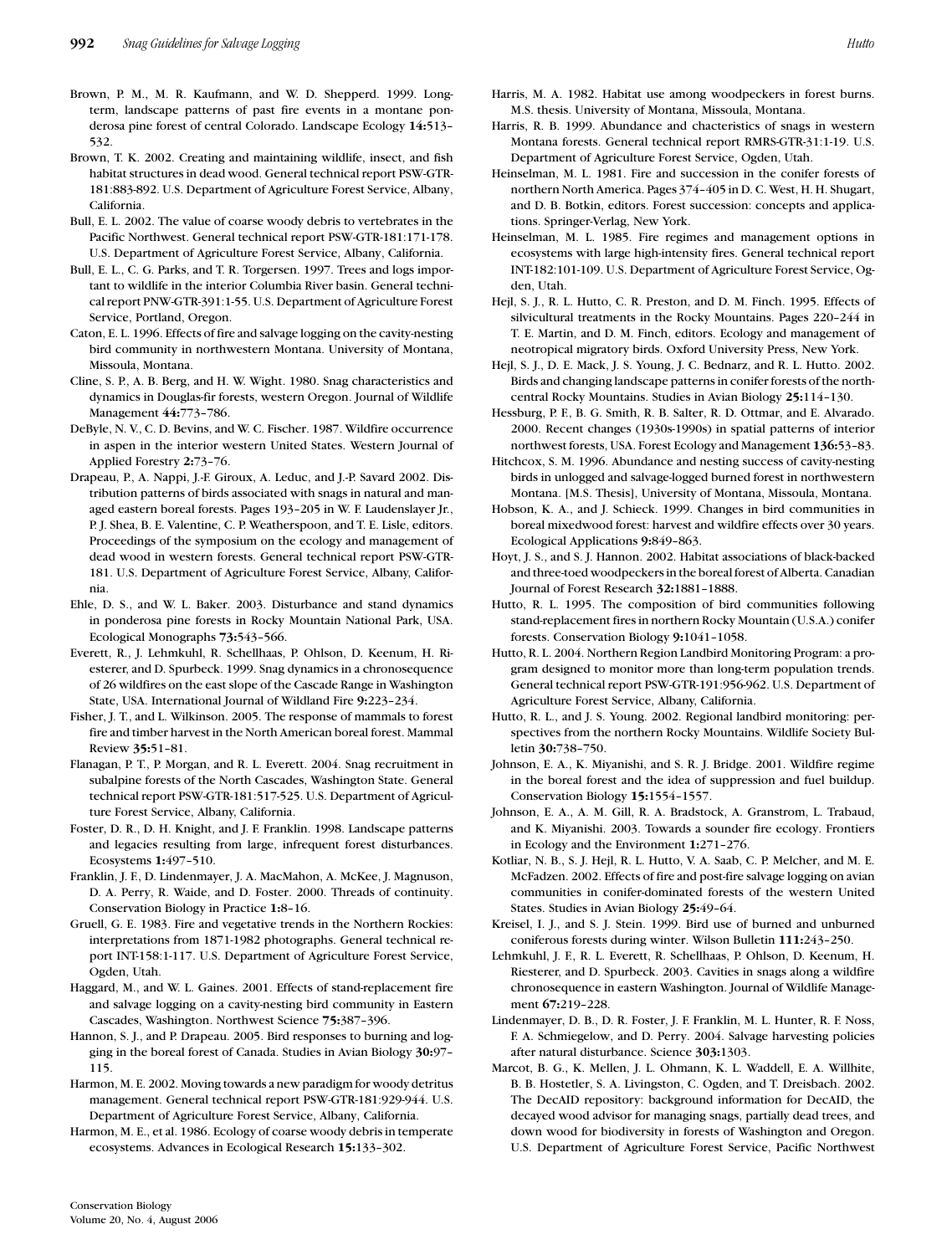Brown, P. M., M. R. Kaufmann, and W. D. Shepperd. 1999. Long-term, landscape patterns of past fire events in a montane ponderosa pine forest of central Colorado. Landscape Ecology **14:**513–532.

Brown, T. K. 2002. Creating and maintaining wildlife, insect, and fish habitat structures in dead wood. General technical report PSW-GTR-181:883-892. U.S. Department of Agriculture Forest Service, Albany, California.

Bull, E. L. 2002. The value of coarse woody debris to vertebrates in the Pacific Northwest. General technical report PSW-GTR-181. U.S. Department of Agriculture Forest Service, Albany, California.

Bull, E. L., C. G. Parks, and T. R. Torgersen. 1997. Trees and logs important to wildlife in the interior Columbia River basin. General technical report PNW-GTR-391:1-55. U.S. Department of Agriculture Forest Service, Portland, Oregon.

Caton, E. L. 1996. Effects of fire and salvage logging on the cavity-nesting bird community in northwestern Montana. University of Montana, Missoula, Montana.

Cline, S. P., A. B. Berg, and H. W. Wight. 1980. Snag characteristics and dynamics in Douglas-fir forests, western Oregon. Journal of Wildlife Management **44:**773–786.

DeByle, N. V., C. D. Bevins, and W. C. Fischer. 1987. Wildfire occurrence in aspen in the interior western United States. Western Journal of Applied Forestry **2:**73–76.

Drapeau, P., A. Nappi, J.-F. Giroux, A. Leduc, and J.-P. Savard 2002. Distribution patterns of birds associated with snags in natural and managed eastern boreal forests. Pages 193–205 in W. F. Laudenslayer Jr., P. J. Shea, B. E. Valentine, C. P. Weatherspoon, and T. E. Lisle, editors. Proceedings of the symposium on the ecology and management of dead wood in western forests. General technical report PSW-GTR-181. U.S. Department of Agriculture Forest Service, Albany, California.

Ehle, D. S., and W. L. Baker. 2003. Disturbance and stand dynamics in ponderosa pine forests in Rocky Mountain National Park, USA. Ecological Monographs **73:**543–566.

Everett, R., J. Lehmkuhl, R. Schellhaas, P. Ohlson, D. Keenum, H. Riesterer, and D. Spurbeck. 1999. Snag dynamics in a chronosequence of 26 wildfires on the east slope of the Cascade Range in Washington State, USA. International Journal of Wildland Fire **9:**223–234.

Fisher, J. T., and L. Wilkinson. 2005. The response of mammals to forest fire and timber harvest in the North American boreal forest. Mammal Review **35:**51–81.

Flanagan, P. T., P. Morgan, and R. L. Everett. 2004. Snag recruitment in subalpine forests of the North Cascades, Washington State. General technical report PSW-GTR-181:517-525. U.S. Department of Agriculture Forest Service, Albany, California.

Foster, D. R., D. H. Knight, and J. F. Franklin. 1998. Landscape patterns and legacies resulting from large, infrequent forest disturbances. Ecosystems **1:**497–510.

Franklin, J. F., D. Lindenmayer, J. A. MacMahon, A. McKee, J. Magnuson, D. A. Perry, R. Waide, and D. Foster. 2000. Threads of continuity. Conservation Biology in Practice **1:**8–16.

Gruell, G. E. 1983. Fire and vegetative trends in the Northern Rockies: interpretations from 1871-1982 photographs. General technical report INT-158:1-117. U.S. Department of Agriculture Forest Service, Ogden, Utah.

Haggard, M., and W. L. Gaines. 2001. Effects of stand-replacement fire and salvage logging on a cavity-nesting bird community in Eastern Cascades, Washington. Northwest Science **75:**387–396.

Hannon, S. J., and P. Drapeau. 2005. Bird responses to burning and logging in the boreal forest of Canada. Studies in Avian Biology **30:**97–115.

Harmon, M. E. 2002. Moving towards a new paradigm for woody detritus management. General technical report PSW-GTR-181:929-944. U.S. Department of Agriculture Forest Service, Albany, California.

Harmon, M. E., et al. 1986. Ecology of coarse woody debris in temperate ecosystems. Advances in Ecological Research **15:**133–302.

Harris, M. A. 1982. Habitat use among woodpeckers in forest burns. M.S. thesis. University of Montana, Missoula, Montana.

Harris, R. B. 1999. Abundance and chacteristics of snags in western Montana forests. General technical report RMRS-GTR-31:1-19. U.S. Department of Agriculture Forest Service, Ogden, Utah.

Heinselman, M. L. 1981. Fire and succession in the conifer forests of northern North America. Pages 374–405 in D. C. West, H. H. Shugart, and D. B. Botkin, editors. Forest succession: concepts and applications. Springer-Verlag, New York.

Heinselman, M. L. 1985. Fire regimes and management options in ecosystems with large high-intensity fires. General technical report INT-182:101-109. U.S. Department of Agriculture Forest Service, Ogden, Utah.

Hejl, S. J., R. L. Hutto, C. R. Preston, and D. M. Finch. 1995. Effects of silvicultural treatments in the Rocky Mountains. Pages 220–244 in T. E. Martin, and D. M. Finch, editors. Ecology and management of neotropical migratory birds. Oxford University Press, New York.

Hejl, S. J., D. E. Mack, J. S. Young, J. C. Bednarz, and R. L. Hutto. 2002. Birds and changing landscape patterns in conifer forests of the north-central Rocky Mountains. Studies in Avian Biology **25:**114–130.

Hessburg, P. F., B. G. Smith, R. B. Salter, R. D. Ottmar, and E. Alvarado. 2000. Recent changes (1930s-1990s) in spatial patterns of interior northwest forests, USA. Forest Ecology and Management **136:**53–83.

Hitchcox, S. M. 1996. Abundance and nesting success of cavity-nesting birds in unlogged and salvage-logged burned forest in northwestern Montana. [M.S. Thesis], University of Montana, Missoula, Montana.

Hobson, K. A., and J. Schieck. 1999. Changes in bird communities in boreal mixedwood forest: harvest and wildfire effects over 30 years. Ecological Applications **9:**849–863.

Hoyt, J. S., and S. J. Hannon. 2002. Habitat associations of black-backed and three-toed woodpeckers in the boreal forest of Alberta. Canadian Journal of Forest Research **32:**1881–1888.

Hutto, R. L. 1995. The composition of bird communities following stand-replacement fires in northern Rocky Mountain (U.S.A.) conifer forests. Conservation Biology **9:**1041–1058.

Hutto, R. L. 2004. Northern Region Landbird Monitoring Program: a program designed to monitor more than long-term population trends. General technical report PSW-GTR-191:956-962. U.S. Department of Agriculture Forest Service, Albany, California.

Hutto, R. L., and J. S. Young. 2002. Regional landbird monitoring: perspectives from the northern Rocky Mountains. Wildlife Society Bulletin **30:**738–750.

Johnson, E. A., K. Miyanishi, and S. R. J. Bridge. 2001. Wildfire regime in the boreal forest and the idea of suppression and fuel buildup. Conservation Biology **15:**1554–1557.

Johnson, E. A., A. M. Gill, R. A. Bradstock, A. Granstrom, L. Trabaud, and K. Miyanishi. 2003. Towards a sounder fire ecology. Frontiers in Ecology and the Environment **1:**271–276.

Kotliar, N. B., S. J. Hejl, R. L. Hutto, V. A. Saab, C. P. Melcher, and M. E. McFadzen. 2002. Effects of fire and post-fire salvage logging on avian communities in conifer-dominated forests of the western United States. Studies in Avian Biology **25:**49–64.

Kreisel, I. J., and S. J. Stein. 1999. Bird use of burned and unburned coniferous forests during winter. Wilson Bulletin **111:**243–250.

Lehmkuhl, J. F., R. L. Everett, R. Schellhaas, P. Ohlson, D. Keenum, H. Riesterer, and D. Spurbeck. 2003. Cavities in snags along a wildfire chronosequence in eastern Washington. Journal of Wildlife Management **67:**219–228.

Lindenmayer, D. B., D. R. Foster, J. F. Franklin, M. L. Hunter, R. F. Noss, F. A. Schmiegelow, and D. Perry. 2004. Salvage harvesting policies after natural disturbance. Science **303:**1303.

Marcot, B. G., K. Mellen, J. L. Ohmann, K. L. Waddell, E. A. Willhite, B. B. Hostetler, S. A. Livingston, C. Ogden, and T. Dreisbach. 2002. The DecAID repository: background information for DecAID, the decayed wood advisor for managing snags, partially dead trees, and down wood for biodiversity in forests of Washington and Oregon. U.S. Department of Agriculture Forest Service, Pacific Northwest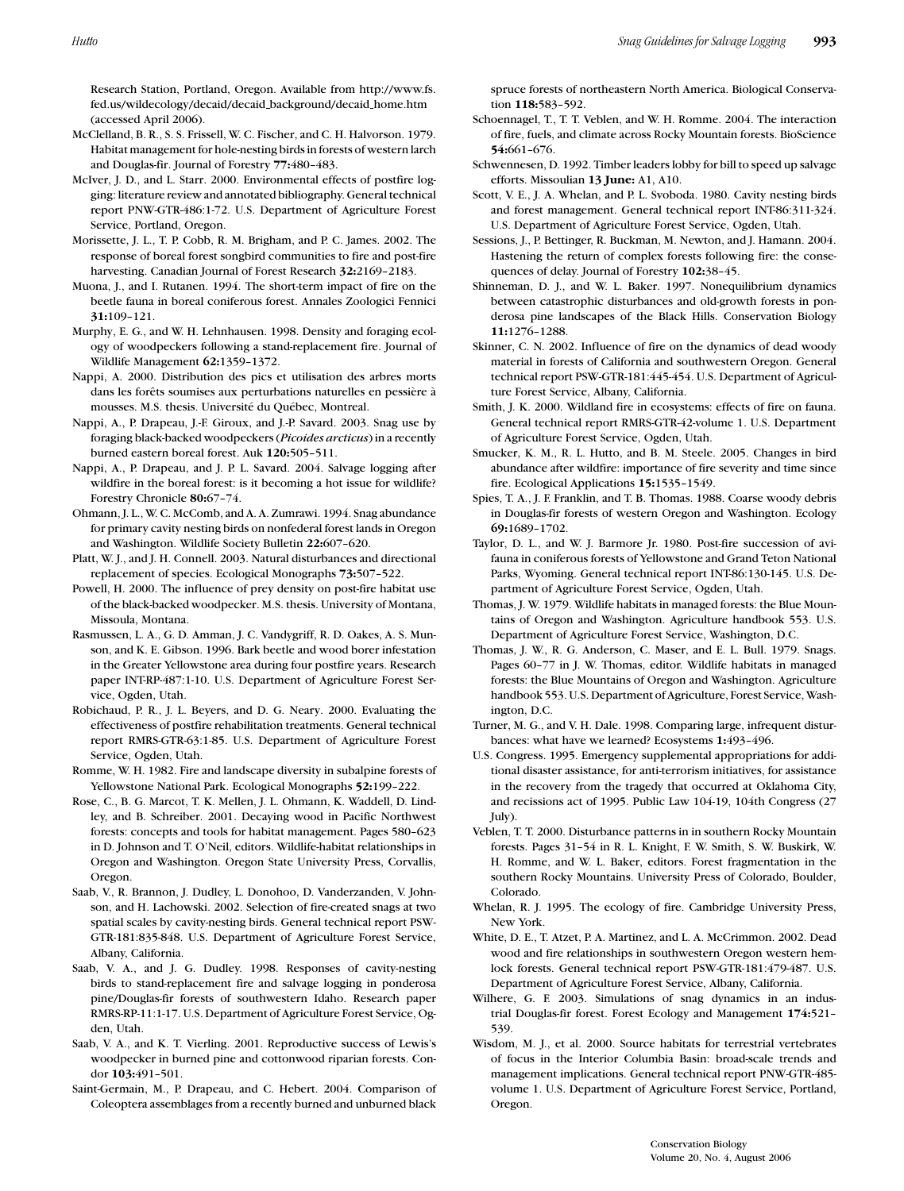Research Station, Portland, Oregon. Available from http://www.fs.fed.us/wildecology/decaid/decaid_background/decaid_home.htm (accessed April 2006).

McClelland, B. R., S. S. Frissell, W. C. Fischer, and C. H. Halvorson. 1979. Habitat management for hole-nesting birds in forests of western larch and Douglas-fir. Journal of Forestry **77:**480–483.

McIver, J. D., and L. Starr. 2000. Environmental effects of postfire logging: literature review and annotated bibliography. General technical report PNW-GTR-486:1-72. U.S. Department of Agriculture Forest Service, Portland, Oregon.

Morissette, J. L., T. P. Cobb, R. M. Brigham, and P. C. James. 2002. The response of boreal forest songbird communities to fire and post-fire harvesting. Canadian Journal of Forest Research **32:**2169–2183.

Muona, J., and I. Rutenen. 1994. The short-term impact of fire on the beetle fauna in boreal coniferous forest. Annales Zoologici Fennici **31:**109–121.

Murphy, E. G., and W. H. Lehnhausen. 1998. Density and foraging ecology of woodpeckers following a stand-replacement fire. Journal of Wildlife Management **62:**1359–1372.

Nappi, A. 2000. Distribution des pics et utilisation des arbres morts dans les forêts soumises aux perturbations naturelles en pessière à mousses. M.S. thesis. Université du Québec, Montreal.

Nappi, A., P. Drapeau, J.-F. Giroux, and J.-P. Savard. 2003. Snag use by foraging black-backed woodpeckers (*Picoides arcticus*) in a recently burned eastern boreal forest. Auk **120:**505–511.

Nappi, A., P. Drapeau, and J. P. L. Savard. 2004. Salvage logging after wildfire in the boreal forest: is it becoming a hot issue for wildlife? Forestry Chronicle **80:**67–74.

Ohmann, J. L., W. C. McComb, and A. A. Zumrawi. 1994. Snag abundance for primary cavity nesting birds on nonfederal forest lands in Oregon and Washington. Wildlife Society Bulletin **22:**607–620.

Platt, W. J., and J. H. Connell. 2003. Natural disturbances and directional replacement of species. Ecological Monographs **73:**507–522.

Powell, H. 2000. The influence of prey density on post-fire habitat use of the black-backed woodpecker. M.S. thesis. University of Montana, Missoula, Montana.

Rasmussen, L. A., G. D. Amman, J. C. Vandygriff, R. D. Oakes, A. S. Munson, and K. E. Gibson. 1996. Bark beetle and wood borer infestation in the Greater Yellowstone area during four postfire years. Research paper INT-RP-487:1-10. U.S. Department of Agriculture Forest Service, Ogden, Utah.

Robichaud, P. R., J. L. Beyers, and D. G. Neary. 2000. Evaluating the effectiveness of postfire rehabilitation treatments. General technical report RMRS-GTR-63:1-85. U.S. Department of Agriculture Forest Service, Ogden, Utah.

Romme, W. H. 1982. Fire and landscape diversity in subalpine forests of Yellowstone National Park. Ecological Monographs **52:**199–222.

Rose, C., B. G. Marcot, T. K. Mellen, J. L. Ohmann, K. Waddell, D. Lindley, and B. Schreiber. 2001. Decaying wood in Pacific Northwest forests: concepts and tools for habitat management. Pages 580–623 in D. Johnson and T. O'Neil, editors. Wildlife-habitat relationships in Oregon and Washington. Oregon State University Press, Corvallis, Oregon.

Saab, V., R. Brannon, J. Dudley, L. Donohoo, D. Vanderzanden, V. Johnson, and H. Lachowski. 2002. Selection of fire-created snags at two spatial scales by cavity-nesting birds. General technical report PSW-GTR-181:835-848. U.S. Department of Agriculture Forest Service, Albany, California.

Saab, V. A., and J. G. Dudley. 1998. Responses of cavity-nesting birds to stand-replacement fire and salvage logging in ponderosa pine/Douglas-fir forests of southwestern Idaho. Research paper RMRS-RP-11:1-17. U.S. Department of Agriculture Forest Service, Ogden, Utah.

Saab, V. A., and K. T. Vierling. 2001. Reproductive success of Lewis's woodpecker in burned pine and cottonwood riparian forests. Condor **103:**491–501.

Saint-Germain, M., P. Drapeau, and C. Hebert. 2004. Comparison of Coleoptera assemblages from a recently burned and unburned black spruce forests of northeastern North America. Biological Conservation **118:**583–592.

Schoennagel, T., T. T. Veblen, and W. H. Romme. 2004. The interaction of fire, fuels, and climate across Rocky Mountain forests. BioScience **54:**661–676.

Schwennesen, D. 1992. Timber leaders lobby for bill to speed up salvage efforts. Missoulian **13 June:** A1, A10.

Scott, V. E., J. A. Whelan, and P. L. Svoboda. 1980. Cavity nesting birds and forest management. General technical report INT-86:311-324. U.S. Department of Agriculture Forest Service, Ogden, Utah.

Sessions, J., P. Bettinger, R. Buckman, M. Newton, and J. Hamann. 2004. Hastening the return of complex forests following fire: the consequences of delay. Journal of Forestry **102:**38–45.

Shinneman, D. J., and W. L. Baker. 1997. Nonequilibrium dynamics between catastrophic disturbances and old-growth forests in ponderosa pine landscapes of the Black Hills. Conservation Biology **11:**1276–1288.

Skinner, C. N. 2002. Influence of fire on the dynamics of dead woody material in forests of California and southwestern Oregon. General technical report PSW-GTR-181:445-454. U.S. Department of Agriculture Forest Service, Albany, California.

Smith, J. K. 2000. Wildland fire in ecosystems: effects of fire on fauna. General technical report RMRS-GTR-42-volume 1. U.S. Department of Agriculture Forest Service, Ogden, Utah.

Smucker, K. M., R. L. Hutto, and B. M. Steele. 2005. Changes in bird abundance after wildfire: importance of fire severity and time since fire. Ecological Applications **15:**1535–1549.

Spies, T. A., J. F. Franklin, and T. B. Thomas. 1988. Coarse woody debris in Douglas-fir forests of western Oregon and Washington. Ecology **69:**1689–1702.

Taylor, D. L., and W. J. Barmore Jr. 1980. Post-fire succession of avifauna in coniferous forests of Yellowstone and Grand Teton National Parks, Wyoming. General technical report INT-86:130-145. U.S. Department of Agriculture Forest Service, Ogden, Utah.

Thomas, J. W. 1979. Wildlife habitats in managed forests: the Blue Mountains of Oregon and Washington. Agriculture handbook 553. U.S. Department of Agriculture Forest Service, Washington, D.C.

Thomas, J. W., R. G. Anderson, C. Maser, and E. L. Bull. 1979. Snags. Pages 60–77 in J. W. Thomas, editor. Wildlife habitats in managed forests: the Blue Mountains of Oregon and Washington. Agriculture handbook 553. U.S. Department of Agriculture, Forest Service, Washington, D.C.

Turner, M. G., and V. H. Dale. 1998. Comparing large, infrequent disturbances: what have we learned? Ecosystems **1:**493–496.

U.S. Congress. 1995. Emergency supplemental appropriations for additional disaster assistance, for anti-terrorism initiatives, for assistance in the recovery from the tragedy that occurred at Oklahoma City, and recissions act of 1995. Public Law 104-19, 104th Congress (27 July).

Veblen, T. T. 2000. Disturbance patterns in in southern Rocky Mountain forests. Pages 31–54 in R. L. Knight, F. W. Smith, S. W. Buskirk, W. H. Romme, and W. L. Baker, editors. Forest fragmentation in the southern Rocky Mountains. University Press of Colorado, Boulder, Colorado.

Whelan, R. J. 1995. The ecology of fire. Cambridge University Press, New York.

White, D. E., T. Atzet, P. A. Martinez, and L. A. McCrimmon. 2002. Dead wood and fire relationships in southwestern Oregon western hemlock forests. General technical report PSW-GTR-181:479-487. U.S. Department of Agriculture Forest Service, Albany, California.

Wilhere, G. F. 2003. Simulations of snag dynamics in an industrial Douglas-fir forest. Forest Ecology and Management **174:**521–539.

Wisdom, M. J., et al. 2000. Source habitats for terrestrial vertebrates of focus in the Interior Columbia Basin: broad-scale trends and management implications. General technical report PNW-GTR-485-volume 1. U.S. Department of Agriculture Forest Service, Portland, Oregon.